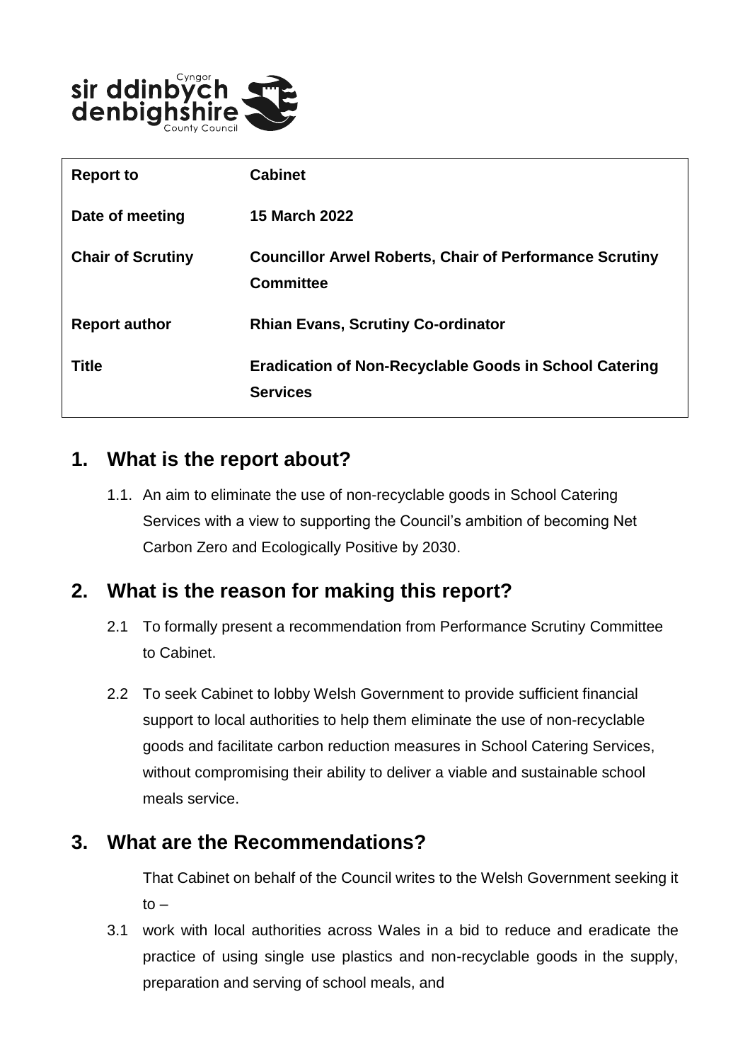| Report to | Cabinet |
| --- | --- |
| Date of meeting | 15 March 2022 |
| Chair of Scrutiny | Councillor Arwel Roberts, Chair of Performance Scrutiny Committee |
| Report author | Rhian Evans, Scrutiny Co-ordinator |
| Title | Eradication of Non-Recyclable Goods in School Catering Services |

## 1. What is the report about?

1.1. An aim to eliminate the use of non-recyclable goods in School Catering Services with a view to supporting the Council's ambition of becoming Net Carbon Zero and Ecologically Positive by 2030.

## 2. What is the reason for making this report?

2.1 To formally present a recommendation from Performance Scrutiny Committee to Cabinet.

2.2 To seek Cabinet to lobby Welsh Government to provide sufficient financial support to local authorities to help them eliminate the use of non-recyclable goods and facilitate carbon reduction measures in School Catering Services, without compromising their ability to deliver a viable and sustainable school meals service.

## 3. What are the Recommendations?

That Cabinet on behalf of the Council writes to the Welsh Government seeking it to –

3.1 work with local authorities across Wales in a bid to reduce and eradicate the practice of using single use plastics and non-recyclable goods in the supply, preparation and serving of school meals, and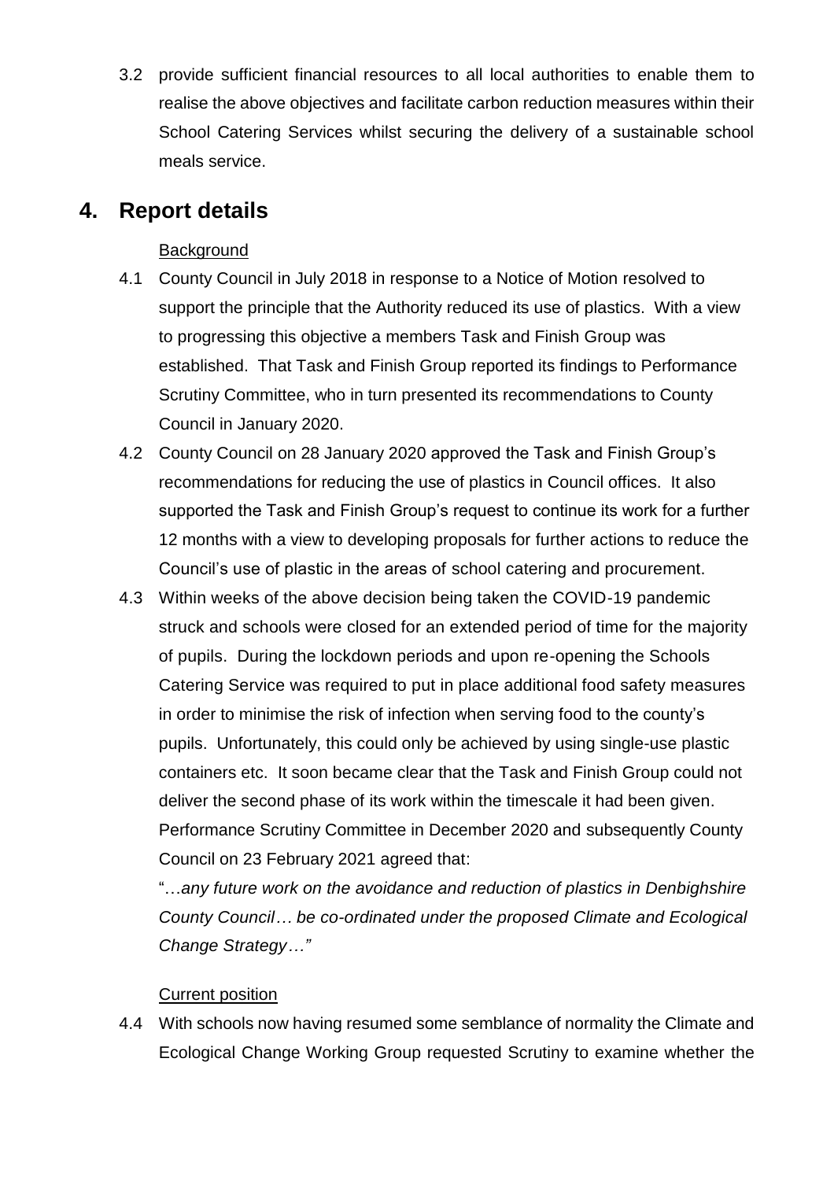3.2 provide sufficient financial resources to all local authorities to enable them to realise the above objectives and facilitate carbon reduction measures within their School Catering Services whilst securing the delivery of a sustainable school meals service.

## 4. Report details

Background

4.1 County Council in July 2018 in response to a Notice of Motion resolved to support the principle that the Authority reduced its use of plastics. With a view to progressing this objective a members Task and Finish Group was established. That Task and Finish Group reported its findings to Performance Scrutiny Committee, who in turn presented its recommendations to County Council in January 2020.

4.2 County Council on 28 January 2020 approved the Task and Finish Group's recommendations for reducing the use of plastics in Council offices. It also supported the Task and Finish Group's request to continue its work for a further 12 months with a view to developing proposals for further actions to reduce the Council's use of plastic in the areas of school catering and procurement.

4.3 Within weeks of the above decision being taken the COVID-19 pandemic struck and schools were closed for an extended period of time for the majority of pupils. During the lockdown periods and upon re-opening the Schools Catering Service was required to put in place additional food safety measures in order to minimise the risk of infection when serving food to the county's pupils. Unfortunately, this could only be achieved by using single-use plastic containers etc. It soon became clear that the Task and Finish Group could not deliver the second phase of its work within the timescale it had been given. Performance Scrutiny Committee in December 2020 and subsequently County Council on 23 February 2021 agreed that:

"*…any future work on the avoidance and reduction of plastics in Denbighshire County Council… be co-ordinated under the proposed Climate and Ecological Change Strategy…"*

Current position

4.4 With schools now having resumed some semblance of normality the Climate and Ecological Change Working Group requested Scrutiny to examine whether the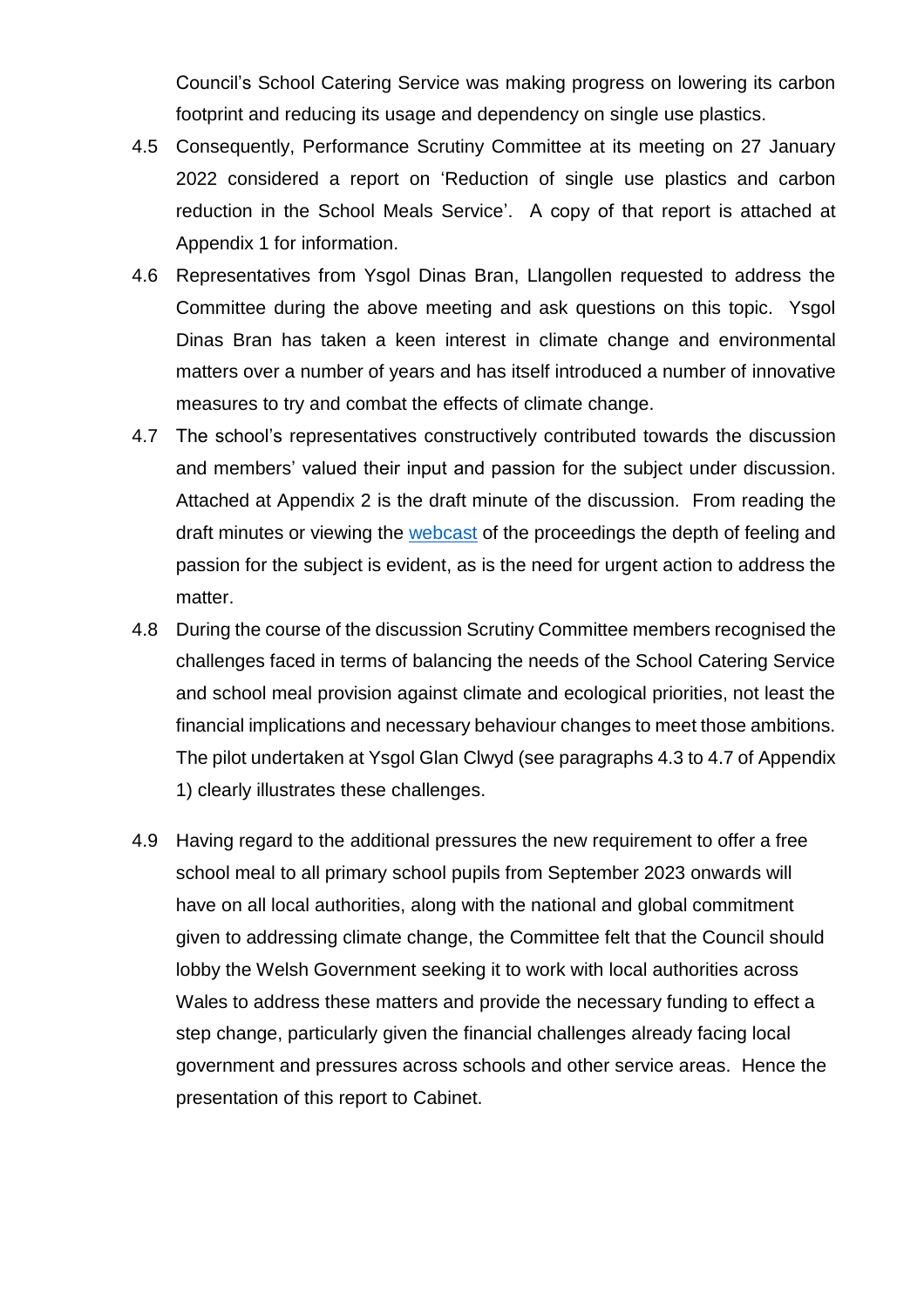Council's School Catering Service was making progress on lowering its carbon footprint and reducing its usage and dependency on single use plastics.

4.5 Consequently, Performance Scrutiny Committee at its meeting on 27 January 2022 considered a report on 'Reduction of single use plastics and carbon reduction in the School Meals Service'. A copy of that report is attached at Appendix 1 for information.

4.6 Representatives from Ysgol Dinas Bran, Llangollen requested to address the Committee during the above meeting and ask questions on this topic. Ysgol Dinas Bran has taken a keen interest in climate change and environmental matters over a number of years and has itself introduced a number of innovative measures to try and combat the effects of climate change.

4.7 The school's representatives constructively contributed towards the discussion and members' valued their input and passion for the subject under discussion. Attached at Appendix 2 is the draft minute of the discussion. From reading the draft minutes or viewing the webcast of the proceedings the depth of feeling and passion for the subject is evident, as is the need for urgent action to address the matter.

4.8 During the course of the discussion Scrutiny Committee members recognised the challenges faced in terms of balancing the needs of the School Catering Service and school meal provision against climate and ecological priorities, not least the financial implications and necessary behaviour changes to meet those ambitions. The pilot undertaken at Ysgol Glan Clwyd (see paragraphs 4.3 to 4.7 of Appendix 1) clearly illustrates these challenges.

4.9 Having regard to the additional pressures the new requirement to offer a free school meal to all primary school pupils from September 2023 onwards will have on all local authorities, along with the national and global commitment given to addressing climate change, the Committee felt that the Council should lobby the Welsh Government seeking it to work with local authorities across Wales to address these matters and provide the necessary funding to effect a step change, particularly given the financial challenges already facing local government and pressures across schools and other service areas. Hence the presentation of this report to Cabinet.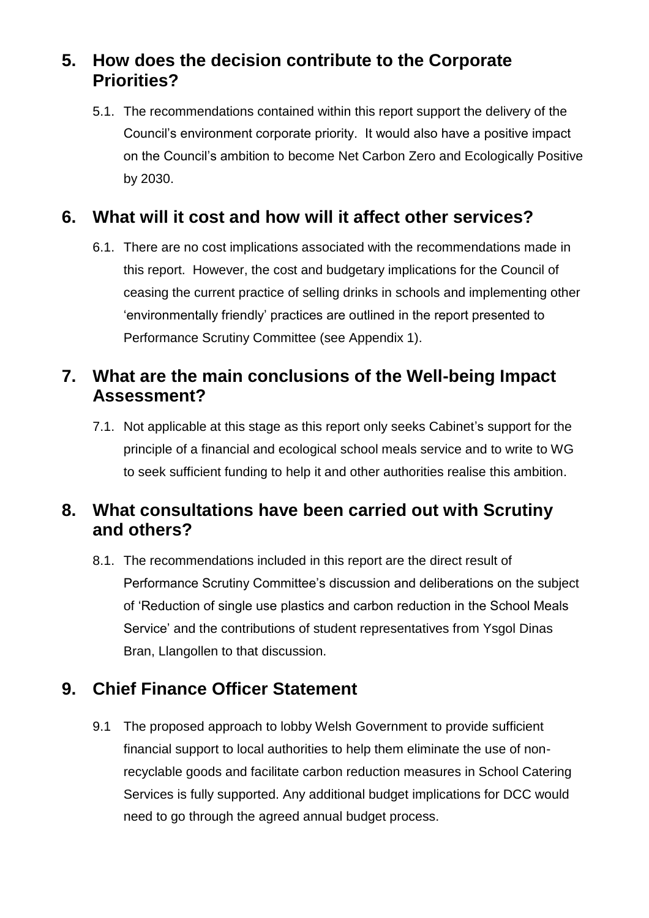## 5. How does the decision contribute to the Corporate Priorities?

5.1. The recommendations contained within this report support the delivery of the Council's environment corporate priority. It would also have a positive impact on the Council's ambition to become Net Carbon Zero and Ecologically Positive by 2030.

## 6. What will it cost and how will it affect other services?

6.1. There are no cost implications associated with the recommendations made in this report. However, the cost and budgetary implications for the Council of ceasing the current practice of selling drinks in schools and implementing other 'environmentally friendly' practices are outlined in the report presented to Performance Scrutiny Committee (see Appendix 1).

## 7. What are the main conclusions of the Well-being Impact Assessment?

7.1. Not applicable at this stage as this report only seeks Cabinet's support for the principle of a financial and ecological school meals service and to write to WG to seek sufficient funding to help it and other authorities realise this ambition.

## 8. What consultations have been carried out with Scrutiny and others?

8.1. The recommendations included in this report are the direct result of Performance Scrutiny Committee's discussion and deliberations on the subject of 'Reduction of single use plastics and carbon reduction in the School Meals Service' and the contributions of student representatives from Ysgol Dinas Bran, Llangollen to that discussion.

## 9. Chief Finance Officer Statement

9.1 The proposed approach to lobby Welsh Government to provide sufficient financial support to local authorities to help them eliminate the use of non-recyclable goods and facilitate carbon reduction measures in School Catering Services is fully supported. Any additional budget implications for DCC would need to go through the agreed annual budget process.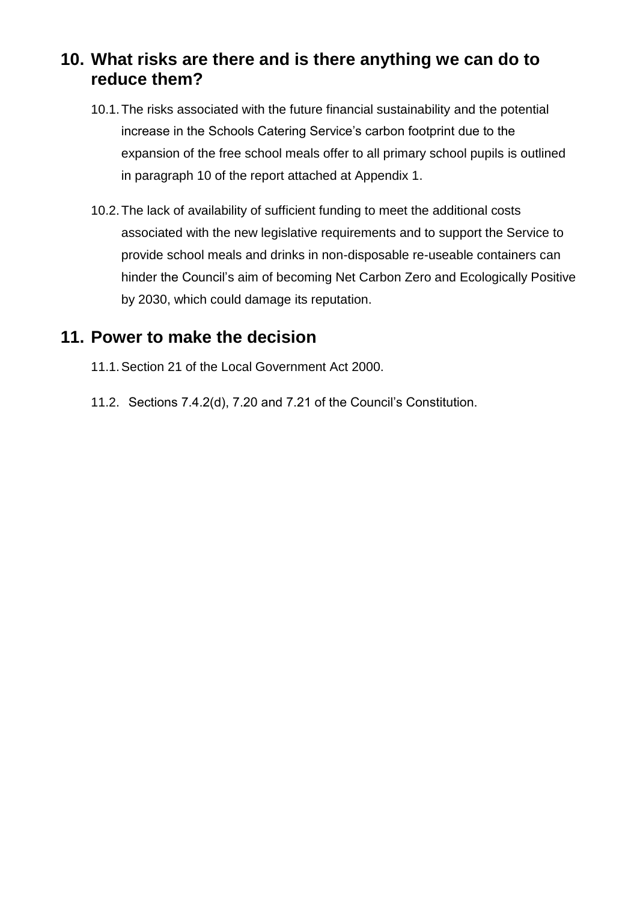## 10. What risks are there and is there anything we can do to reduce them?

10.1. The risks associated with the future financial sustainability and the potential increase in the Schools Catering Service's carbon footprint due to the expansion of the free school meals offer to all primary school pupils is outlined in paragraph 10 of the report attached at Appendix 1.

10.2. The lack of availability of sufficient funding to meet the additional costs associated with the new legislative requirements and to support the Service to provide school meals and drinks in non-disposable re-useable containers can hinder the Council's aim of becoming Net Carbon Zero and Ecologically Positive by 2030, which could damage its reputation.

## 11. Power to make the decision

11.1. Section 21 of the Local Government Act 2000.

11.2. Sections 7.4.2(d), 7.20 and 7.21 of the Council's Constitution.